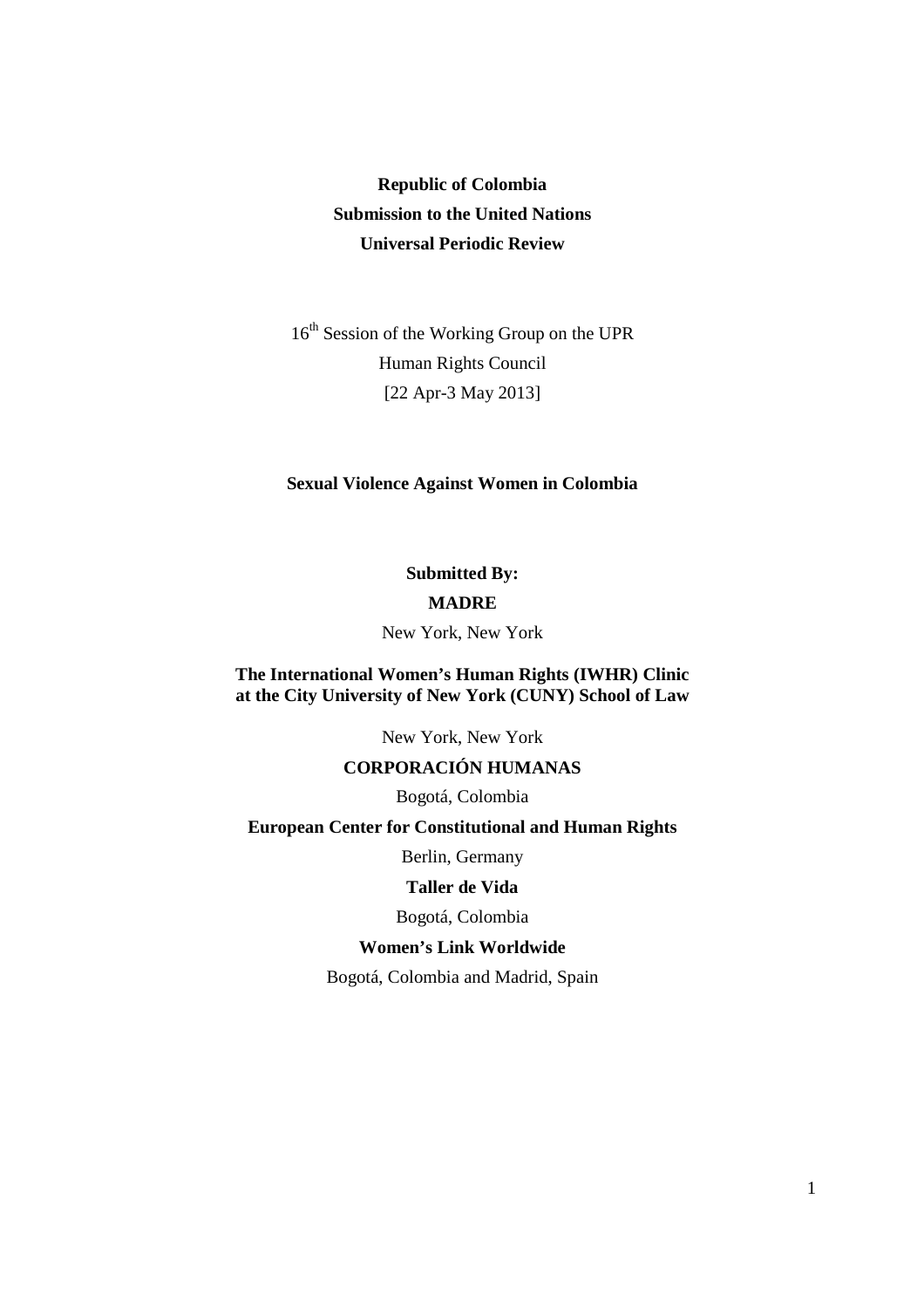**Republic of Colombia**
**Submission to the United Nations**
**Universal Periodic Review**

16th Session of the Working Group on the UPR
Human Rights Council
[22 Apr-3 May 2013]

**Sexual Violence Against Women in Colombia**

**Submitted By:**

**MADRE**

New York, New York

**The International Women's Human Rights (IWHR) Clinic at the City University of New York (CUNY) School of Law**

New York, New York

**CORPORACIÓN HUMANAS**

Bogotá, Colombia

**European Center for Constitutional and Human Rights**

Berlin, Germany

**Taller de Vida**

Bogotá, Colombia

**Women's Link Worldwide**

Bogotá, Colombia and Madrid, Spain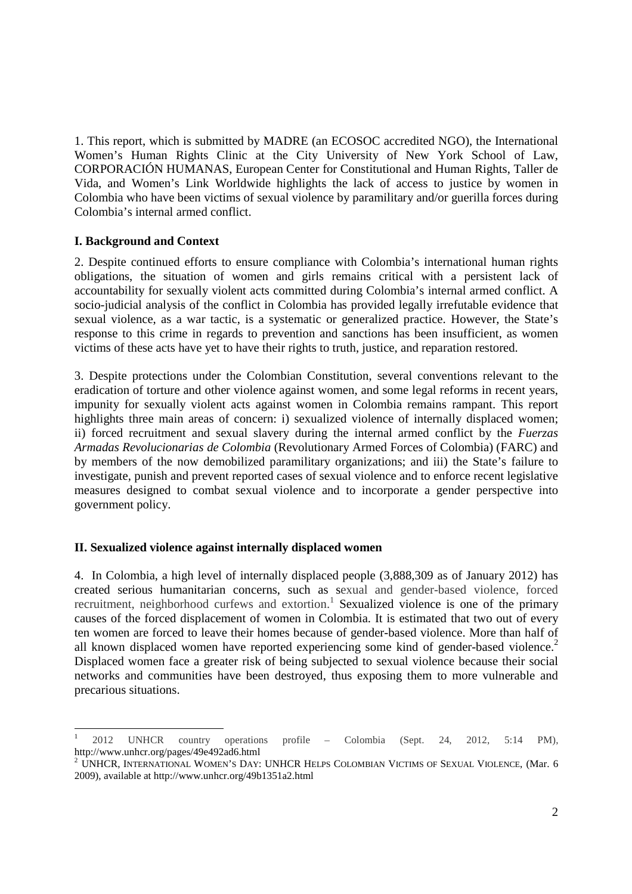1. This report, which is submitted by MADRE (an ECOSOC accredited NGO), the International Women's Human Rights Clinic at the City University of New York School of Law, CORPORACIÓN HUMANAS, European Center for Constitutional and Human Rights, Taller de Vida, and Women's Link Worldwide highlights the lack of access to justice by women in Colombia who have been victims of sexual violence by paramilitary and/or guerilla forces during Colombia's internal armed conflict.

## I. Background and Context

2. Despite continued efforts to ensure compliance with Colombia's international human rights obligations, the situation of women and girls remains critical with a persistent lack of accountability for sexually violent acts committed during Colombia's internal armed conflict. A socio-judicial analysis of the conflict in Colombia has provided legally irrefutable evidence that sexual violence, as a war tactic, is a systematic or generalized practice. However, the State's response to this crime in regards to prevention and sanctions has been insufficient, as women victims of these acts have yet to have their rights to truth, justice, and reparation restored.

3. Despite protections under the Colombian Constitution, several conventions relevant to the eradication of torture and other violence against women, and some legal reforms in recent years, impunity for sexually violent acts against women in Colombia remains rampant. This report highlights three main areas of concern: i) sexualized violence of internally displaced women; ii) forced recruitment and sexual slavery during the internal armed conflict by the *Fuerzas Armadas Revolucionarias de Colombia* (Revolutionary Armed Forces of Colombia) (FARC) and by members of the now demobilized paramilitary organizations; and iii) the State's failure to investigate, punish and prevent reported cases of sexual violence and to enforce recent legislative measures designed to combat sexual violence and to incorporate a gender perspective into government policy.

## II. Sexualized violence against internally displaced women

4. In Colombia, a high level of internally displaced people (3,888,309 as of January 2012) has created serious humanitarian concerns, such as sexual and gender-based violence, forced recruitment, neighborhood curfews and extortion.[1] Sexualized violence is one of the primary causes of the forced displacement of women in Colombia. It is estimated that two out of every ten women are forced to leave their homes because of gender-based violence. More than half of all known displaced women have reported experiencing some kind of gender-based violence.[2] Displaced women face a greater risk of being subjected to sexual violence because their social networks and communities have been destroyed, thus exposing them to more vulnerable and precarious situations.

---

[1] 2012 UNHCR country operations profile – Colombia (Sept. 24, 2012, 5:14 PM), http://www.unhcr.org/pages/49e492ad6.html

[2] UNHCR, INTERNATIONAL WOMEN'S DAY: UNHCR HELPS COLOMBIAN VICTIMS OF SEXUAL VIOLENCE, (Mar. 6 2009), available at http://www.unhcr.org/49b1351a2.html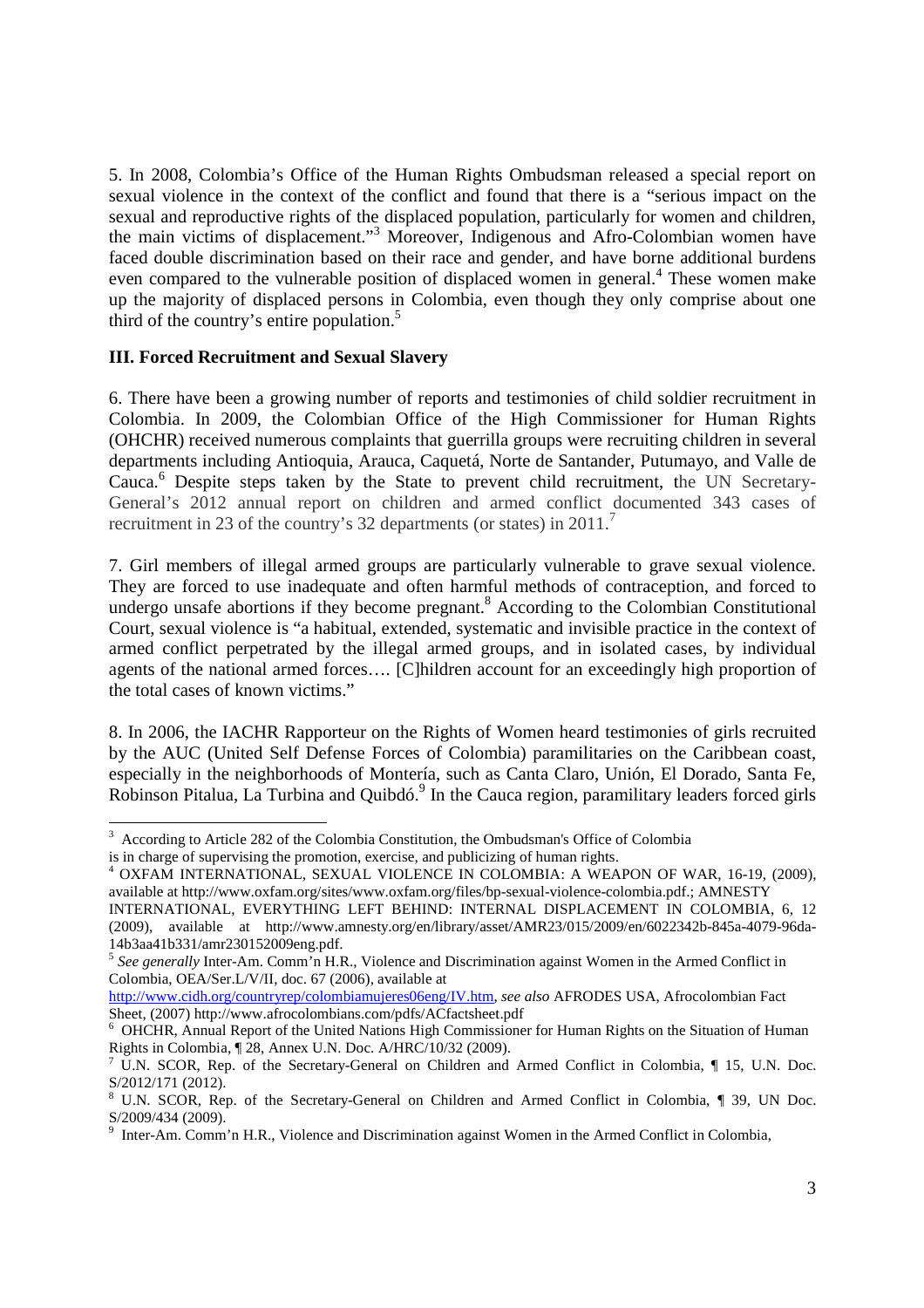5. In 2008, Colombia's Office of the Human Rights Ombudsman released a special report on sexual violence in the context of the conflict and found that there is a "serious impact on the sexual and reproductive rights of the displaced population, particularly for women and children, the main victims of displacement."[3] Moreover, Indigenous and Afro-Colombian women have faced double discrimination based on their race and gender, and have borne additional burdens even compared to the vulnerable position of displaced women in general.[4] These women make up the majority of displaced persons in Colombia, even though they only comprise about one third of the country's entire population.[5]

### III. Forced Recruitment and Sexual Slavery

6. There have been a growing number of reports and testimonies of child soldier recruitment in Colombia. In 2009, the Colombian Office of the High Commissioner for Human Rights (OHCHR) received numerous complaints that guerrilla groups were recruiting children in several departments including Antioquia, Arauca, Caquetá, Norte de Santander, Putumayo, and Valle de Cauca.[6] Despite steps taken by the State to prevent child recruitment, the UN Secretary-General's 2012 annual report on children and armed conflict documented 343 cases of recruitment in 23 of the country's 32 departments (or states) in 2011.[7]

7. Girl members of illegal armed groups are particularly vulnerable to grave sexual violence. They are forced to use inadequate and often harmful methods of contraception, and forced to undergo unsafe abortions if they become pregnant.[8] According to the Colombian Constitutional Court, sexual violence is "a habitual, extended, systematic and invisible practice in the context of armed conflict perpetrated by the illegal armed groups, and in isolated cases, by individual agents of the national armed forces…. [C]hildren account for an exceedingly high proportion of the total cases of known victims."

8. In 2006, the IACHR Rapporteur on the Rights of Women heard testimonies of girls recruited by the AUC (United Self Defense Forces of Colombia) paramilitaries on the Caribbean coast, especially in the neighborhoods of Montería, such as Canta Claro, Unión, El Dorado, Santa Fe, Robinson Pitalua, La Turbina and Quibdó.[9] In the Cauca region, paramilitary leaders forced girls

---

[3] According to Article 282 of the Colombia Constitution, the Ombudsman's Office of Colombia is in charge of supervising the promotion, exercise, and publicizing of human rights.

[4] OXFAM INTERNATIONAL, SEXUAL VIOLENCE IN COLOMBIA: A WEAPON OF WAR, 16-19, (2009), available at http://www.oxfam.org/sites/www.oxfam.org/files/bp-sexual-violence-colombia.pdf.; AMNESTY INTERNATIONAL, EVERYTHING LEFT BEHIND: INTERNAL DISPLACEMENT IN COLOMBIA, 6, 12 (2009), available at http://www.amnesty.org/en/library/asset/AMR23/015/2009/en/6022342b-845a-4079-96da-14b3aa41b331/amr230152009eng.pdf.

[5] *See generally* Inter-Am. Comm'n H.R., Violence and Discrimination against Women in the Armed Conflict in Colombia, OEA/Ser.L/V/II, doc. 67 (2006), available at http://www.cidh.org/countryrep/colombiamujeres06eng/IV.htm, *see also* AFRODES USA, Afrocolombian Fact Sheet, (2007) http://www.afrocolombians.com/pdfs/ACfactsheet.pdf

[6] OHCHR, Annual Report of the United Nations High Commissioner for Human Rights on the Situation of Human Rights in Colombia, ¶ 28, Annex U.N. Doc. A/HRC/10/32 (2009).

[7] U.N. SCOR, Rep. of the Secretary-General on Children and Armed Conflict in Colombia, ¶ 15, U.N. Doc. S/2012/171 (2012).

[8] U.N. SCOR, Rep. of the Secretary-General on Children and Armed Conflict in Colombia, ¶ 39, UN Doc. S/2009/434 (2009).

[9] Inter-Am. Comm'n H.R., Violence and Discrimination against Women in the Armed Conflict in Colombia,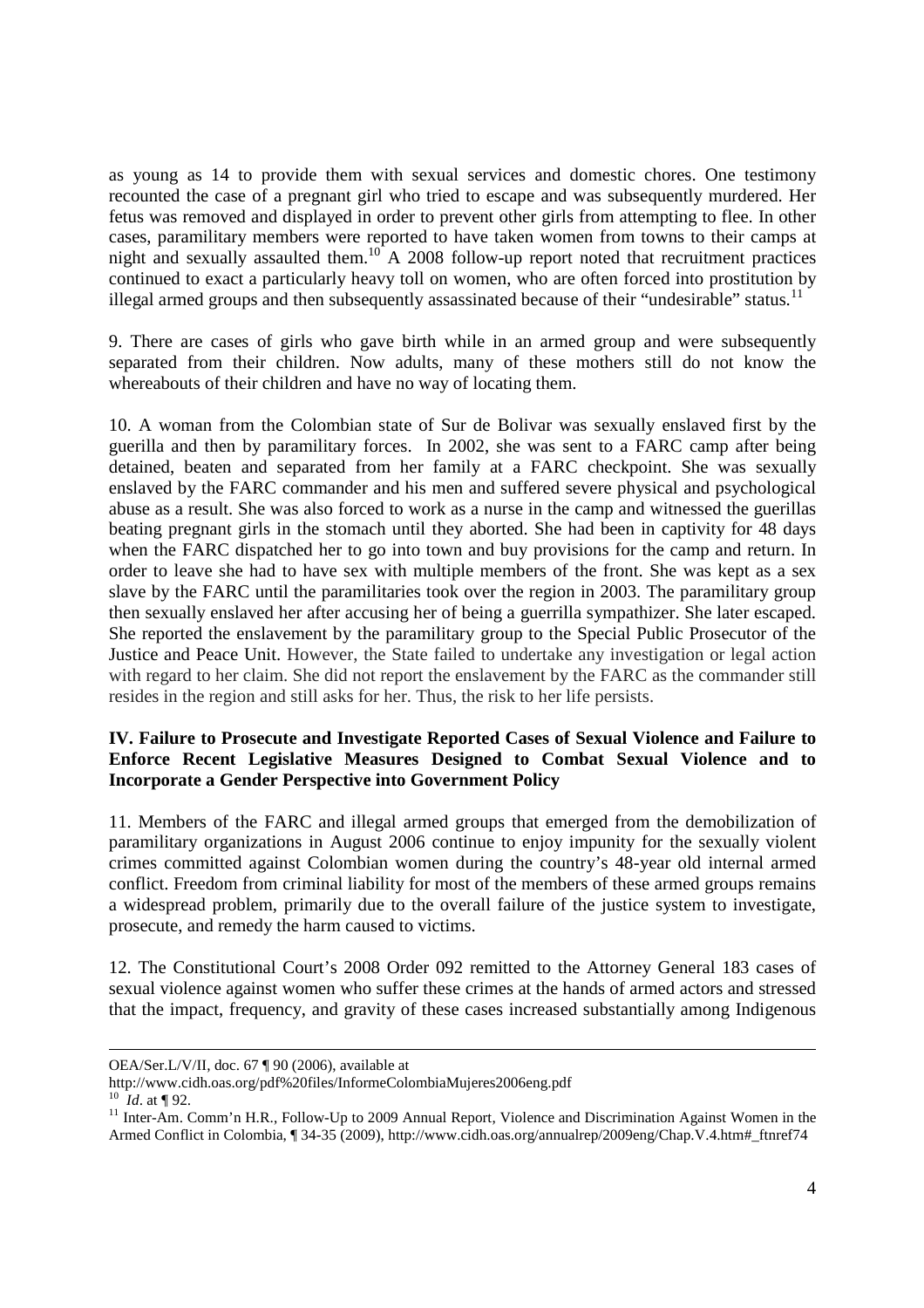as young as 14 to provide them with sexual services and domestic chores. One testimony recounted the case of a pregnant girl who tried to escape and was subsequently murdered. Her fetus was removed and displayed in order to prevent other girls from attempting to flee. In other cases, paramilitary members were reported to have taken women from towns to their camps at night and sexually assaulted them.[10] A 2008 follow-up report noted that recruitment practices continued to exact a particularly heavy toll on women, who are often forced into prostitution by illegal armed groups and then subsequently assassinated because of their "undesirable" status.[11]

9. There are cases of girls who gave birth while in an armed group and were subsequently separated from their children. Now adults, many of these mothers still do not know the whereabouts of their children and have no way of locating them.

10. A woman from the Colombian state of Sur de Bolivar was sexually enslaved first by the guerilla and then by paramilitary forces. In 2002, she was sent to a FARC camp after being detained, beaten and separated from her family at a FARC checkpoint. She was sexually enslaved by the FARC commander and his men and suffered severe physical and psychological abuse as a result. She was also forced to work as a nurse in the camp and witnessed the guerillas beating pregnant girls in the stomach until they aborted. She had been in captivity for 48 days when the FARC dispatched her to go into town and buy provisions for the camp and return. In order to leave she had to have sex with multiple members of the front. She was kept as a sex slave by the FARC until the paramilitaries took over the region in 2003. The paramilitary group then sexually enslaved her after accusing her of being a guerrilla sympathizer. She later escaped. She reported the enslavement by the paramilitary group to the Special Public Prosecutor of the Justice and Peace Unit. However, the State failed to undertake any investigation or legal action with regard to her claim. She did not report the enslavement by the FARC as the commander still resides in the region and still asks for her. Thus, the risk to her life persists.

### IV. Failure to Prosecute and Investigate Reported Cases of Sexual Violence and Failure to Enforce Recent Legislative Measures Designed to Combat Sexual Violence and to Incorporate a Gender Perspective into Government Policy

11. Members of the FARC and illegal armed groups that emerged from the demobilization of paramilitary organizations in August 2006 continue to enjoy impunity for the sexually violent crimes committed against Colombian women during the country's 48-year old internal armed conflict. Freedom from criminal liability for most of the members of these armed groups remains a widespread problem, primarily due to the overall failure of the justice system to investigate, prosecute, and remedy the harm caused to victims.

12. The Constitutional Court's 2008 Order 092 remitted to the Attorney General 183 cases of sexual violence against women who suffer these crimes at the hands of armed actors and stressed that the impact, frequency, and gravity of these cases increased substantially among Indigenous

---

OEA/Ser.L/V/II, doc. 67 ¶ 90 (2006), available at
http://www.cidh.oas.org/pdf%20files/InformeColombiaMujeres2006eng.pdf

[10] *Id*. at ¶ 92.

[11] Inter-Am. Comm'n H.R., Follow-Up to 2009 Annual Report, Violence and Discrimination Against Women in the Armed Conflict in Colombia, ¶ 34-35 (2009), http://www.cidh.oas.org/annualrep/2009eng/Chap.V.4.htm#_ftnref74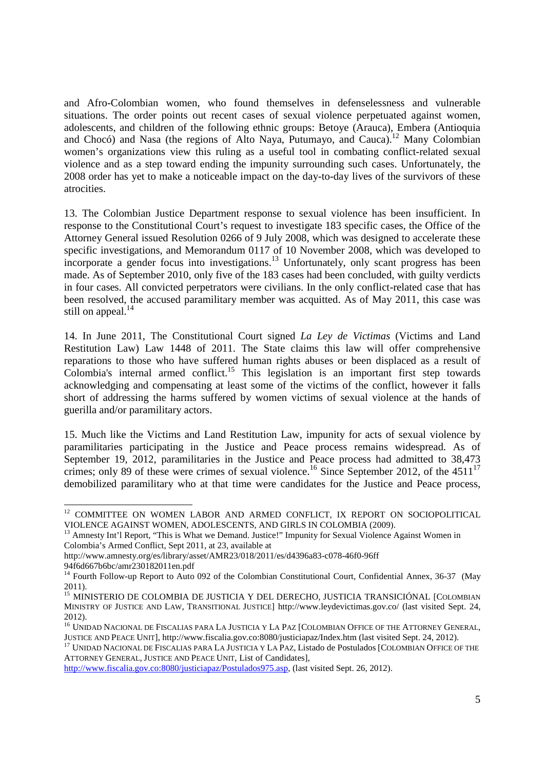and Afro-Colombian women, who found themselves in defenselessness and vulnerable situations. The order points out recent cases of sexual violence perpetuated against women, adolescents, and children of the following ethnic groups: Betoye (Arauca), Embera (Antioquia and Chocó) and Nasa (the regions of Alto Naya, Putumayo, and Cauca).[12] Many Colombian women's organizations view this ruling as a useful tool in combating conflict-related sexual violence and as a step toward ending the impunity surrounding such cases. Unfortunately, the 2008 order has yet to make a noticeable impact on the day-to-day lives of the survivors of these atrocities.

13. The Colombian Justice Department response to sexual violence has been insufficient. In response to the Constitutional Court's request to investigate 183 specific cases, the Office of the Attorney General issued Resolution 0266 of 9 July 2008, which was designed to accelerate these specific investigations, and Memorandum 0117 of 10 November 2008, which was developed to incorporate a gender focus into investigations.[13] Unfortunately, only scant progress has been made. As of September 2010, only five of the 183 cases had been concluded, with guilty verdicts in four cases. All convicted perpetrators were civilians. In the only conflict-related case that has been resolved, the accused paramilitary member was acquitted. As of May 2011, this case was still on appeal.[14]

14. In June 2011, The Constitutional Court signed *La Ley de Victimas* (Victims and Land Restitution Law) Law 1448 of 2011. The State claims this law will offer comprehensive reparations to those who have suffered human rights abuses or been displaced as a result of Colombia's internal armed conflict.[15] This legislation is an important first step towards acknowledging and compensating at least some of the victims of the conflict, however it falls short of addressing the harms suffered by women victims of sexual violence at the hands of guerilla and/or paramilitary actors.

15. Much like the Victims and Land Restitution Law, impunity for acts of sexual violence by paramilitaries participating in the Justice and Peace process remains widespread. As of September 19, 2012, paramilitaries in the Justice and Peace process had admitted to 38,473 crimes; only 89 of these were crimes of sexual violence.[16] Since September 2012, of the 4511[17] demobilized paramilitary who at that time were candidates for the Justice and Peace process,

---

[12] COMMITTEE ON WOMEN LABOR AND ARMED CONFLICT, IX REPORT ON SOCIOPOLITICAL VIOLENCE AGAINST WOMEN, ADOLESCENTS, AND GIRLS IN COLOMBIA (2009).

[13] Amnesty Int'l Report, "This is What we Demand. Justice!" Impunity for Sexual Violence Against Women in Colombia's Armed Conflict, Sept 2011, at 23, available at http://www.amnesty.org/es/library/asset/AMR23/018/2011/es/d4396a83-c078-46f0-96ff 94f6d667b6bc/amr230182011en.pdf

[14] Fourth Follow-up Report to Auto 092 of the Colombian Constitutional Court, Confidential Annex, 36-37 (May 2011).

[15] MINISTERIO DE COLOMBIA DE JUSTICIA Y DEL DERECHO, JUSTICIA TRANSICIÓNAL [COLOMBIAN MINISTRY OF JUSTICE AND LAW, TRANSITIONAL JUSTICE] http://www.leydevictimas.gov.co/ (last visited Sept. 24, 2012).

[16] UNIDAD NACIONAL DE FISCALIAS PARA LA JUSTICIA Y LA PAZ [COLOMBIAN OFFICE OF THE ATTORNEY GENERAL, JUSTICE AND PEACE UNIT], http://www.fiscalia.gov.co:8080/justiciapaz/Index.htm (last visited Sept. 24, 2012).

[17] UNIDAD NACIONAL DE FISCALIAS PARA LA JUSTICIA Y LA PAZ, Listado de Postulados [COLOMBIAN OFFICE OF THE ATTORNEY GENERAL, JUSTICE AND PEACE UNIT, List of Candidates], http://www.fiscalia.gov.co:8080/justiciapaz/Postulados975.asp, (last visited Sept. 26, 2012).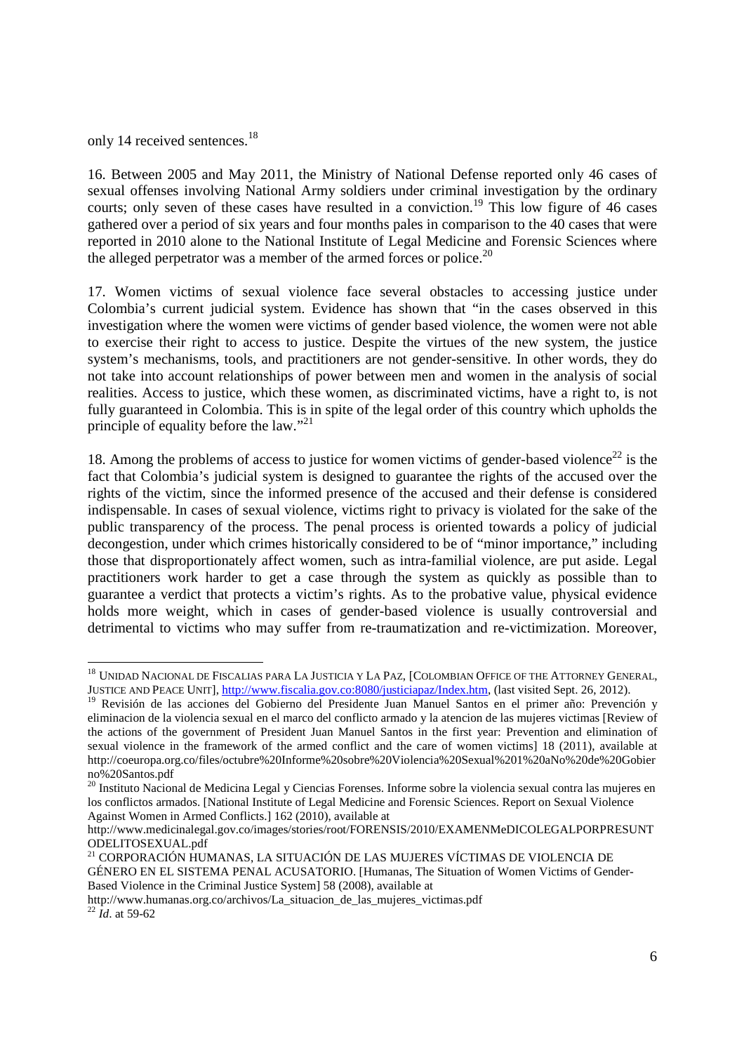only 14 received sentences.[18]

16. Between 2005 and May 2011, the Ministry of National Defense reported only 46 cases of sexual offenses involving National Army soldiers under criminal investigation by the ordinary courts; only seven of these cases have resulted in a conviction.[19] This low figure of 46 cases gathered over a period of six years and four months pales in comparison to the 40 cases that were reported in 2010 alone to the National Institute of Legal Medicine and Forensic Sciences where the alleged perpetrator was a member of the armed forces or police.[20]

17. Women victims of sexual violence face several obstacles to accessing justice under Colombia's current judicial system. Evidence has shown that "in the cases observed in this investigation where the women were victims of gender based violence, the women were not able to exercise their right to access to justice. Despite the virtues of the new system, the justice system's mechanisms, tools, and practitioners are not gender-sensitive. In other words, they do not take into account relationships of power between men and women in the analysis of social realities. Access to justice, which these women, as discriminated victims, have a right to, is not fully guaranteed in Colombia. This is in spite of the legal order of this country which upholds the principle of equality before the law."[21]

18. Among the problems of access to justice for women victims of gender-based violence[22] is the fact that Colombia's judicial system is designed to guarantee the rights of the accused over the rights of the victim, since the informed presence of the accused and their defense is considered indispensable. In cases of sexual violence, victims right to privacy is violated for the sake of the public transparency of the process. The penal process is oriented towards a policy of judicial decongestion, under which crimes historically considered to be of "minor importance," including those that disproportionately affect women, such as intra-familial violence, are put aside. Legal practitioners work harder to get a case through the system as quickly as possible than to guarantee a verdict that protects a victim's rights. As to the probative value, physical evidence holds more weight, which in cases of gender-based violence is usually controversial and detrimental to victims who may suffer from re-traumatization and re-victimization. Moreover,

---

[18] UNIDAD NACIONAL DE FISCALIAS PARA LA JUSTICIA Y LA PAZ, [COLOMBIAN OFFICE OF THE ATTORNEY GENERAL, JUSTICE AND PEACE UNIT], http://www.fiscalia.gov.co:8080/justiciapaz/Index.htm, (last visited Sept. 26, 2012).

[19] Revisión de las acciones del Gobierno del Presidente Juan Manuel Santos en el primer año: Prevención y eliminacion de la violencia sexual en el marco del conflicto armado y la atencion de las mujeres victimas [Review of the actions of the government of President Juan Manuel Santos in the first year: Prevention and elimination of sexual violence in the framework of the armed conflict and the care of women victims] 18 (2011), available at http://coeuropa.org.co/files/octubre%20Informe%20sobre%20Violencia%20Sexual%201%20aNo%20de%20Gobierno%20Santos.pdf

[20] Instituto Nacional de Medicina Legal y Ciencias Forenses. Informe sobre la violencia sexual contra las mujeres en los conflictos armados. [National Institute of Legal Medicine and Forensic Sciences. Report on Sexual Violence Against Women in Armed Conflicts.] 162 (2010), available at http://www.medicinalegal.gov.co/images/stories/root/FORENSIS/2010/EXAMENMeDICOLEGALPORPRESUNTODELITOSEXUAL.pdf

[21] CORPORACIÓN HUMANAS, LA SITUACIÓN DE LAS MUJERES VÍCTIMAS DE VIOLENCIA DE GÉNERO EN EL SISTEMA PENAL ACUSATORIO. [Humanas, The Situation of Women Victims of Gender-Based Violence in the Criminal Justice System] 58 (2008), available at http://www.humanas.org.co/archivos/La_situacion_de_las_mujeres_victimas.pdf

[22] *Id*. at 59-62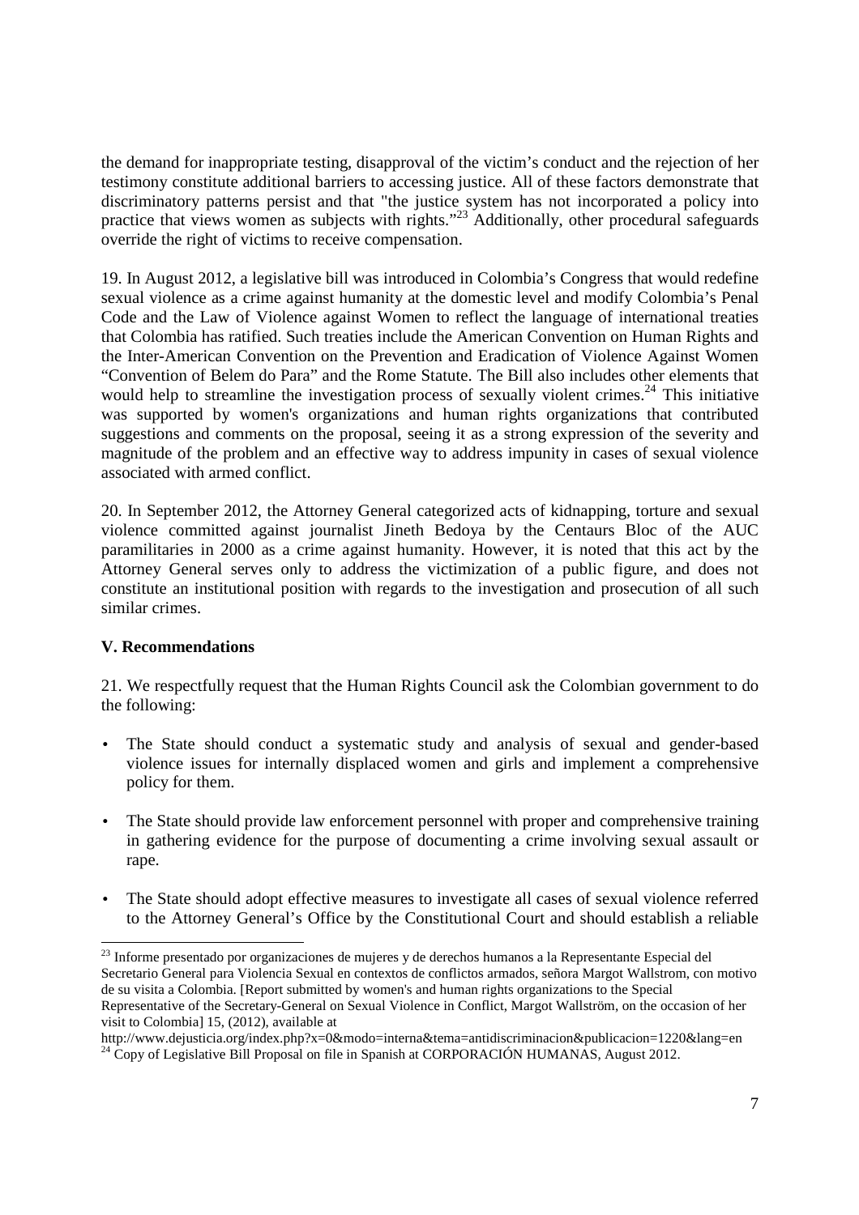the demand for inappropriate testing, disapproval of the victim's conduct and the rejection of her testimony constitute additional barriers to accessing justice. All of these factors demonstrate that discriminatory patterns persist and that "the justice system has not incorporated a policy into practice that views women as subjects with rights."[23] Additionally, other procedural safeguards override the right of victims to receive compensation.

19. In August 2012, a legislative bill was introduced in Colombia's Congress that would redefine sexual violence as a crime against humanity at the domestic level and modify Colombia's Penal Code and the Law of Violence against Women to reflect the language of international treaties that Colombia has ratified. Such treaties include the American Convention on Human Rights and the Inter-American Convention on the Prevention and Eradication of Violence Against Women "Convention of Belem do Para" and the Rome Statute. The Bill also includes other elements that would help to streamline the investigation process of sexually violent crimes.[24] This initiative was supported by women's organizations and human rights organizations that contributed suggestions and comments on the proposal, seeing it as a strong expression of the severity and magnitude of the problem and an effective way to address impunity in cases of sexual violence associated with armed conflict.

20. In September 2012, the Attorney General categorized acts of kidnapping, torture and sexual violence committed against journalist Jineth Bedoya by the Centaurs Bloc of the AUC paramilitaries in 2000 as a crime against humanity. However, it is noted that this act by the Attorney General serves only to address the victimization of a public figure, and does not constitute an institutional position with regards to the investigation and prosecution of all such similar crimes.

### V. Recommendations

21. We respectfully request that the Human Rights Council ask the Colombian government to do the following:

- The State should conduct a systematic study and analysis of sexual and gender-based violence issues for internally displaced women and girls and implement a comprehensive policy for them.
- The State should provide law enforcement personnel with proper and comprehensive training in gathering evidence for the purpose of documenting a crime involving sexual assault or rape.
- The State should adopt effective measures to investigate all cases of sexual violence referred to the Attorney General's Office by the Constitutional Court and should establish a reliable

---

[23] Informe presentado por organizaciones de mujeres y de derechos humanos a la Representante Especial del Secretario General para Violencia Sexual en contextos de conflictos armados, señora Margot Wallstrom, con motivo de su visita a Colombia. [Report submitted by women's and human rights organizations to the Special Representative of the Secretary-General on Sexual Violence in Conflict, Margot Wallström, on the occasion of her visit to Colombia] 15, (2012), available at http://www.dejusticia.org/index.php?x=0&modo=interna&tema=antidiscriminacion&publicacion=1220&lang=en

[24] Copy of Legislative Bill Proposal on file in Spanish at CORPORACIÓN HUMANAS, August 2012.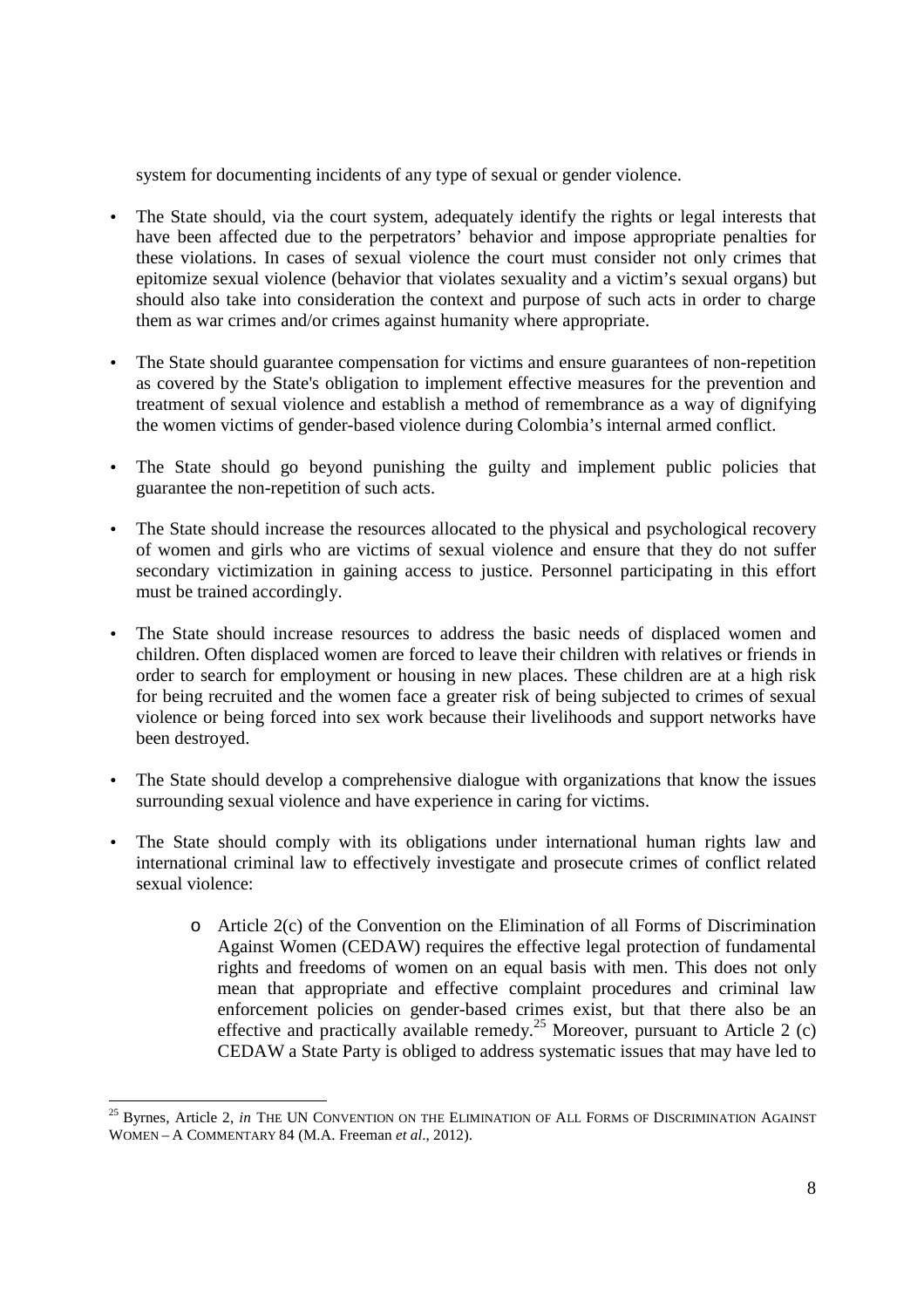system for documenting incidents of any type of sexual or gender violence.

- The State should, via the court system, adequately identify the rights or legal interests that have been affected due to the perpetrators' behavior and impose appropriate penalties for these violations. In cases of sexual violence the court must consider not only crimes that epitomize sexual violence (behavior that violates sexuality and a victim's sexual organs) but should also take into consideration the context and purpose of such acts in order to charge them as war crimes and/or crimes against humanity where appropriate.

- The State should guarantee compensation for victims and ensure guarantees of non-repetition as covered by the State's obligation to implement effective measures for the prevention and treatment of sexual violence and establish a method of remembrance as a way of dignifying the women victims of gender-based violence during Colombia's internal armed conflict.

- The State should go beyond punishing the guilty and implement public policies that guarantee the non-repetition of such acts.

- The State should increase the resources allocated to the physical and psychological recovery of women and girls who are victims of sexual violence and ensure that they do not suffer secondary victimization in gaining access to justice. Personnel participating in this effort must be trained accordingly.

- The State should increase resources to address the basic needs of displaced women and children. Often displaced women are forced to leave their children with relatives or friends in order to search for employment or housing in new places. These children are at a high risk for being recruited and the women face a greater risk of being subjected to crimes of sexual violence or being forced into sex work because their livelihoods and support networks have been destroyed.

- The State should develop a comprehensive dialogue with organizations that know the issues surrounding sexual violence and have experience in caring for victims.

- The State should comply with its obligations under international human rights law and international criminal law to effectively investigate and prosecute crimes of conflict related sexual violence:

    - Article 2(c) of the Convention on the Elimination of all Forms of Discrimination Against Women (CEDAW) requires the effective legal protection of fundamental rights and freedoms of women on an equal basis with men. This does not only mean that appropriate and effective complaint procedures and criminal law enforcement policies on gender-based crimes exist, but that there also be an effective and practically available remedy.[25] Moreover, pursuant to Article 2 (c) CEDAW a State Party is obliged to address systematic issues that may have led to

---

[25] Byrnes, Article 2, *in* THE UN CONVENTION ON THE ELIMINATION OF ALL FORMS OF DISCRIMINATION AGAINST WOMEN – A COMMENTARY 84 (M.A. Freeman *et al*., 2012).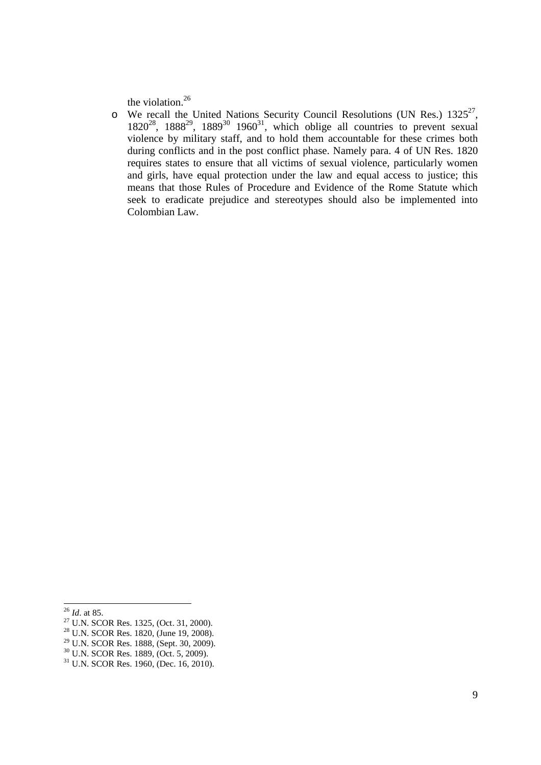the violation.[26]

- We recall the United Nations Security Council Resolutions (UN Res.) 1325[27], 1820[28], 1888[29], 1889[30] 1960[31], which oblige all countries to prevent sexual violence by military staff, and to hold them accountable for these crimes both during conflicts and in the post conflict phase. Namely para. 4 of UN Res. 1820 requires states to ensure that all victims of sexual violence, particularly women and girls, have equal protection under the law and equal access to justice; this means that those Rules of Procedure and Evidence of the Rome Statute which seek to eradicate prejudice and stereotypes should also be implemented into Colombian Law.

---

[26] *Id*. at 85.
[27] U.N. SCOR Res. 1325, (Oct. 31, 2000).
[28] U.N. SCOR Res. 1820, (June 19, 2008).
[29] U.N. SCOR Res. 1888, (Sept. 30, 2009).
[30] U.N. SCOR Res. 1889, (Oct. 5, 2009).
[31] U.N. SCOR Res. 1960, (Dec. 16, 2010).